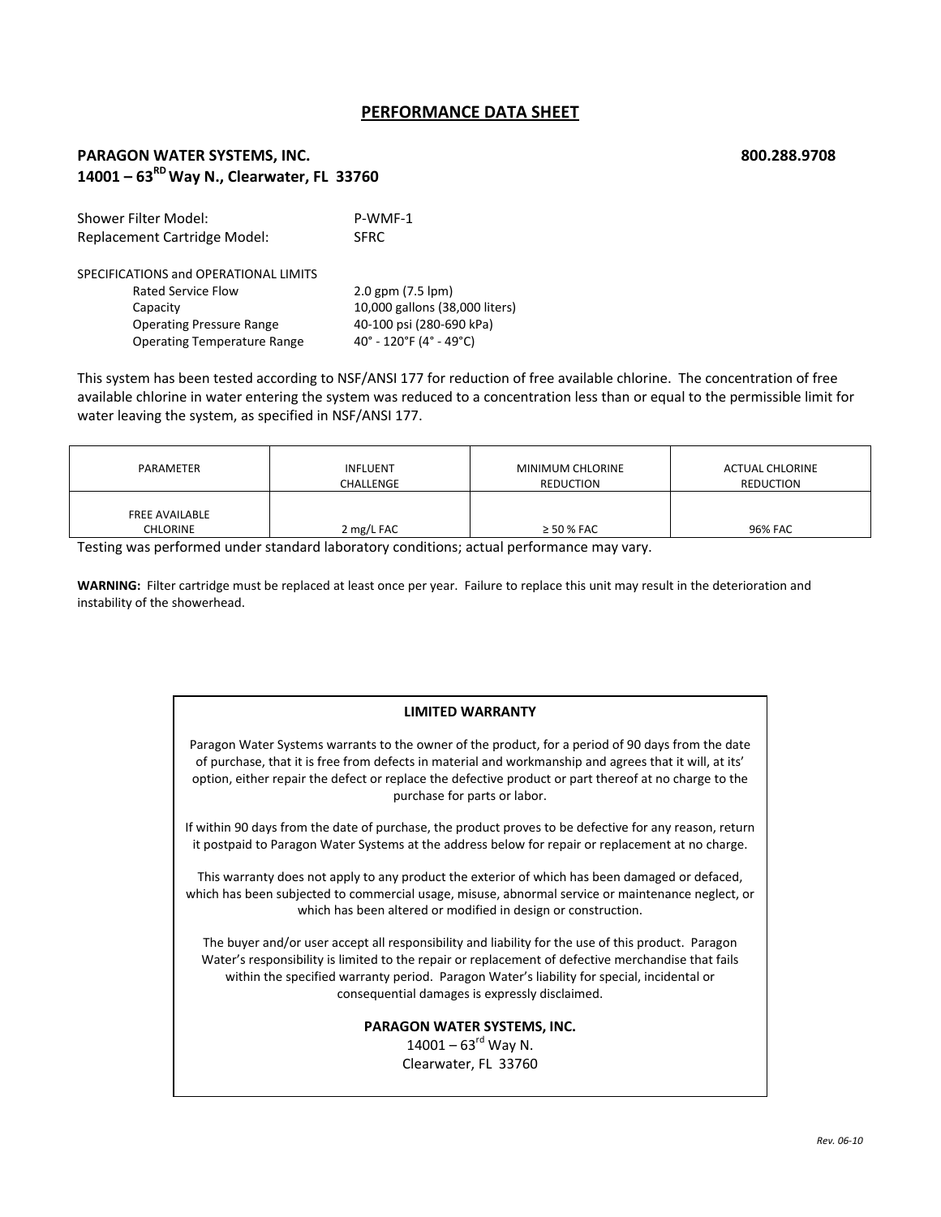# PERFORMANCE DATA SHEET

**PARAGON WATER SYSTEMS, INC.** **800.288.9708**
**14001 – 63[RD] Way N., Clearwater, FL 33760**

Shower Filter Model: P-WMF-1
Replacement Cartridge Model: SFRC

SPECIFICATIONS and OPERATIONAL LIMITS

| | |
|---|---|
| Rated Service Flow | 2.0 gpm (7.5 lpm) |
| Capacity | 10,000 gallons (38,000 liters) |
| Operating Pressure Range | 40-100 psi (280-690 kPa) |
| Operating Temperature Range | 40° - 120°F (4° - 49°C) |

This system has been tested according to NSF/ANSI 177 for reduction of free available chlorine. The concentration of free available chlorine in water entering the system was reduced to a concentration less than or equal to the permissible limit for water leaving the system, as specified in NSF/ANSI 177.

| PARAMETER | INFLUENT CHALLENGE | MINIMUM CHLORINE REDUCTION | ACTUAL CHLORINE REDUCTION |
|---|---|---|---|
| FREE AVAILABLE CHLORINE | 2 mg/L FAC | ≥ 50 % FAC | 96% FAC |

Testing was performed under standard laboratory conditions; actual performance may vary.

**WARNING:** Filter cartridge must be replaced at least once per year. Failure to replace this unit may result in the deterioration and instability of the showerhead.

**LIMITED WARRANTY**

Paragon Water Systems warrants to the owner of the product, for a period of 90 days from the date of purchase, that it is free from defects in material and workmanship and agrees that it will, at its' option, either repair the defect or replace the defective product or part thereof at no charge to the purchase for parts or labor.

If within 90 days from the date of purchase, the product proves to be defective for any reason, return it postpaid to Paragon Water Systems at the address below for repair or replacement at no charge.

This warranty does not apply to any product the exterior of which has been damaged or defaced, which has been subjected to commercial usage, misuse, abnormal service or maintenance neglect, or which has been altered or modified in design or construction.

The buyer and/or user accept all responsibility and liability for the use of this product. Paragon Water's responsibility is limited to the repair or replacement of defective merchandise that fails within the specified warranty period. Paragon Water's liability for special, incidental or consequential damages is expressly disclaimed.

**PARAGON WATER SYSTEMS, INC.**
14001 – 63[rd] Way N.
Clearwater, FL 33760

*Rev. 06-10*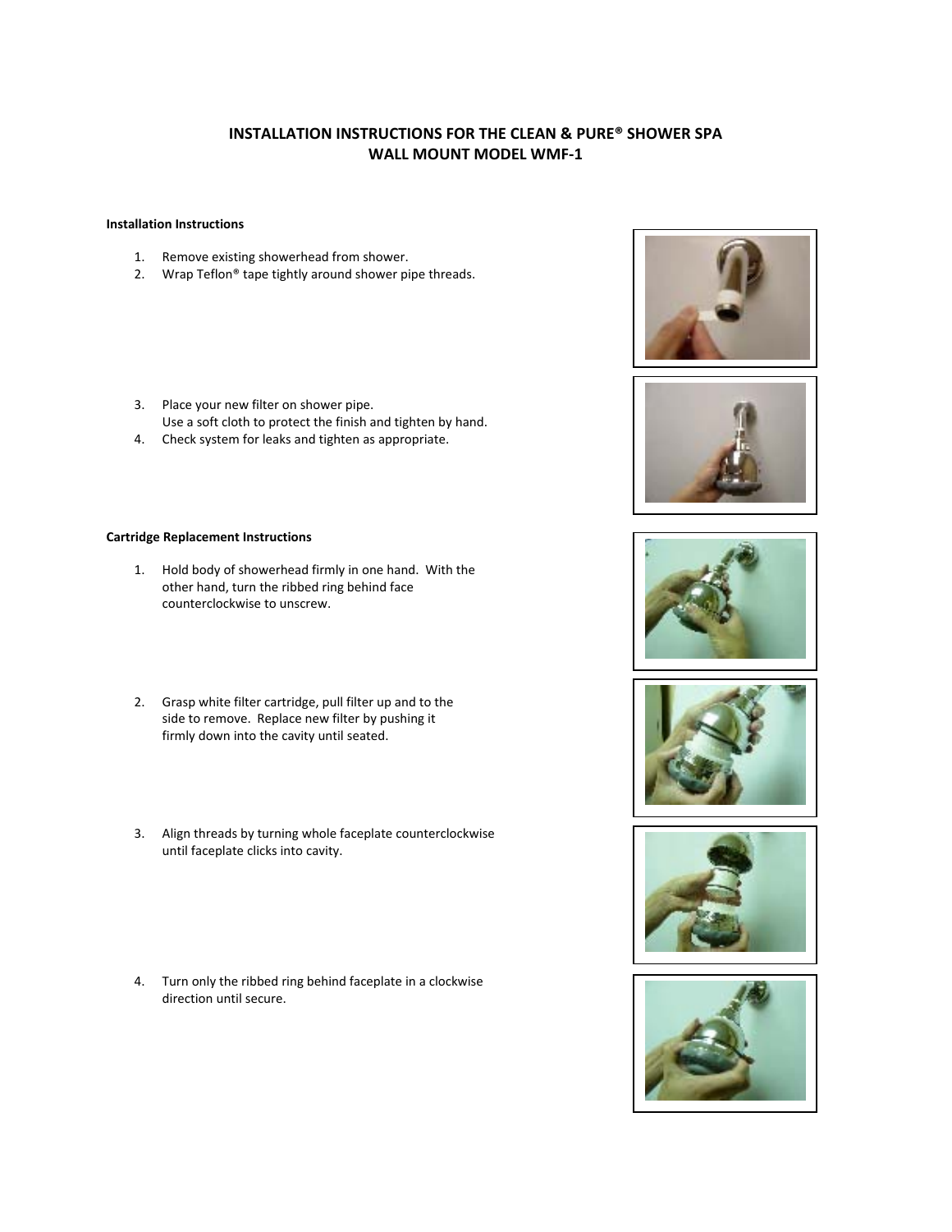# INSTALLATION INSTRUCTIONS FOR THE CLEAN & PURE® SHOWER SPA
# WALL MOUNT MODEL WMF-1

**Installation Instructions**

1. Remove existing showerhead from shower.
2. Wrap Teflon® tape tightly around shower pipe threads.
3. Place your new filter on shower pipe.
   Use a soft cloth to protect the finish and tighten by hand.
4. Check system for leaks and tighten as appropriate.

**Cartridge Replacement Instructions**

1. Hold body of showerhead firmly in one hand. With the other hand, turn the ribbed ring behind face counterclockwise to unscrew.
2. Grasp white filter cartridge, pull filter up and to the side to remove. Replace new filter by pushing it firmly down into the cavity until seated.
3. Align threads by turning whole faceplate counterclockwise until faceplate clicks into cavity.
4. Turn only the ribbed ring behind faceplate in a clockwise direction until secure.